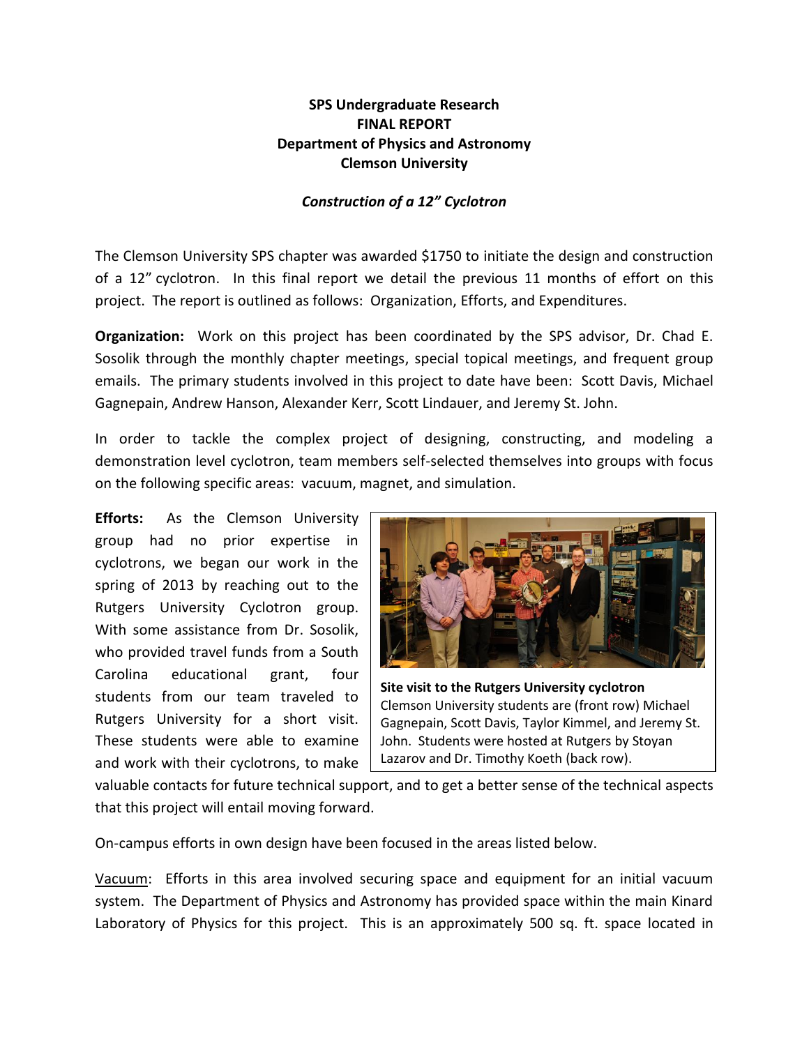**SPS Undergraduate Research**
**FINAL REPORT**
**Department of Physics and Astronomy**
**Clemson University**

***Construction of a 12" Cyclotron***

The Clemson University SPS chapter was awarded $1750 to initiate the design and construction of a 12" cyclotron. In this final report we detail the previous 11 months of effort on this project. The report is outlined as follows: Organization, Efforts, and Expenditures.

**Organization:** Work on this project has been coordinated by the SPS advisor, Dr. Chad E. Sosolik through the monthly chapter meetings, special topical meetings, and frequent group emails. The primary students involved in this project to date have been: Scott Davis, Michael Gagnepain, Andrew Hanson, Alexander Kerr, Scott Lindauer, and Jeremy St. John.

In order to tackle the complex project of designing, constructing, and modeling a demonstration level cyclotron, team members self-selected themselves into groups with focus on the following specific areas: vacuum, magnet, and simulation.

**Efforts:** As the Clemson University group had no prior expertise in cyclotrons, we began our work in the spring of 2013 by reaching out to the Rutgers University Cyclotron group. With some assistance from Dr. Sosolik, who provided travel funds from a South Carolina educational grant, four students from our team traveled to Rutgers University for a short visit. These students were able to examine and work with their cyclotrons, to make valuable contacts for future technical support, and to get a better sense of the technical aspects that this project will entail moving forward.

**Site visit to the Rutgers University cyclotron**
Clemson University students are (front row) Michael Gagnepain, Scott Davis, Taylor Kimmel, and Jeremy St. John. Students were hosted at Rutgers by Stoyan Lazarov and Dr. Timothy Koeth (back row).

On-campus efforts in own design have been focused in the areas listed below.

Vacuum: Efforts in this area involved securing space and equipment for an initial vacuum system. The Department of Physics and Astronomy has provided space within the main Kinard Laboratory of Physics for this project. This is an approximately 500 sq. ft. space located in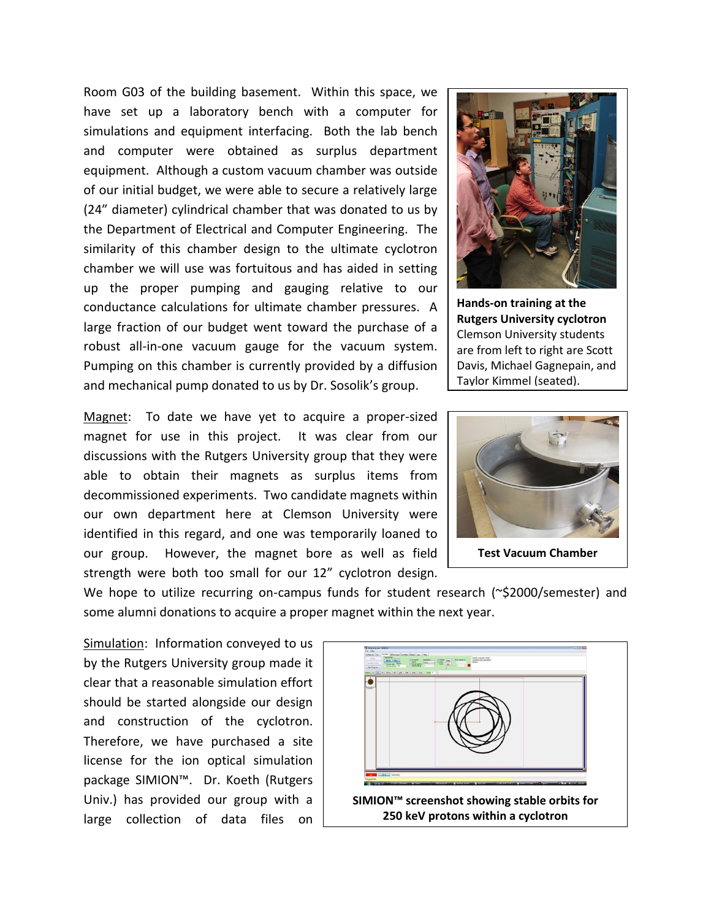Room G03 of the building basement. Within this space, we have set up a laboratory bench with a computer for simulations and equipment interfacing. Both the lab bench and computer were obtained as surplus department equipment. Although a custom vacuum chamber was outside of our initial budget, we were able to secure a relatively large (24" diameter) cylindrical chamber that was donated to us by the Department of Electrical and Computer Engineering. The similarity of this chamber design to the ultimate cyclotron chamber we will use was fortuitous and has aided in setting up the proper pumping and gauging relative to our conductance calculations for ultimate chamber pressures. A large fraction of our budget went toward the purchase of a robust all-in-one vacuum gauge for the vacuum system. Pumping on this chamber is currently provided by a diffusion and mechanical pump donated to us by Dr. Sosolik's group.

**Hands-on training at the Rutgers University cyclotron** Clemson University students are from left to right are Scott Davis, Michael Gagnepain, and Taylor Kimmel (seated).

Magnet: To date we have yet to acquire a proper-sized magnet for use in this project. It was clear from our discussions with the Rutgers University group that they were able to obtain their magnets as surplus items from decommissioned experiments. Two candidate magnets within our own department here at Clemson University were identified in this regard, and one was temporarily loaned to our group. However, the magnet bore as well as field strength were both too small for our 12" cyclotron design. We hope to utilize recurring on-campus funds for student research (~$2000/semester) and some alumni donations to acquire a proper magnet within the next year.

**Test Vacuum Chamber**

Simulation: Information conveyed to us by the Rutgers University group made it clear that a reasonable simulation effort should be started alongside our design and construction of the cyclotron. Therefore, we have purchased a site license for the ion optical simulation package SIMION™. Dr. Koeth (Rutgers Univ.) has provided our group with a large collection of data files on

**SIMION™ screenshot showing stable orbits for 250 keV protons within a cyclotron**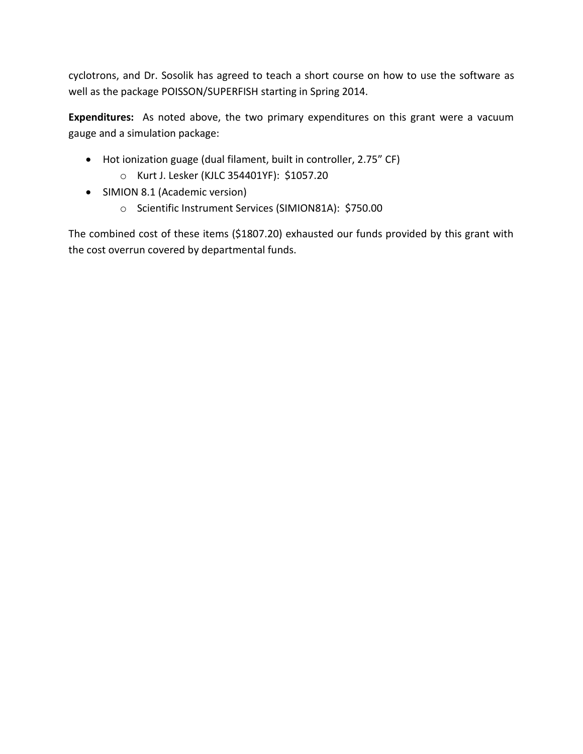cyclotrons, and Dr. Sosolik has agreed to teach a short course on how to use the software as well as the package POISSON/SUPERFISH starting in Spring 2014.

**Expenditures:** As noted above, the two primary expenditures on this grant were a vacuum gauge and a simulation package:

- Hot ionization guage (dual filament, built in controller, 2.75" CF)
  - Kurt J. Lesker (KJLC 354401YF): $1057.20
- SIMION 8.1 (Academic version)
  - Scientific Instrument Services (SIMION81A): $750.00

The combined cost of these items ($1807.20) exhausted our funds provided by this grant with the cost overrun covered by departmental funds.